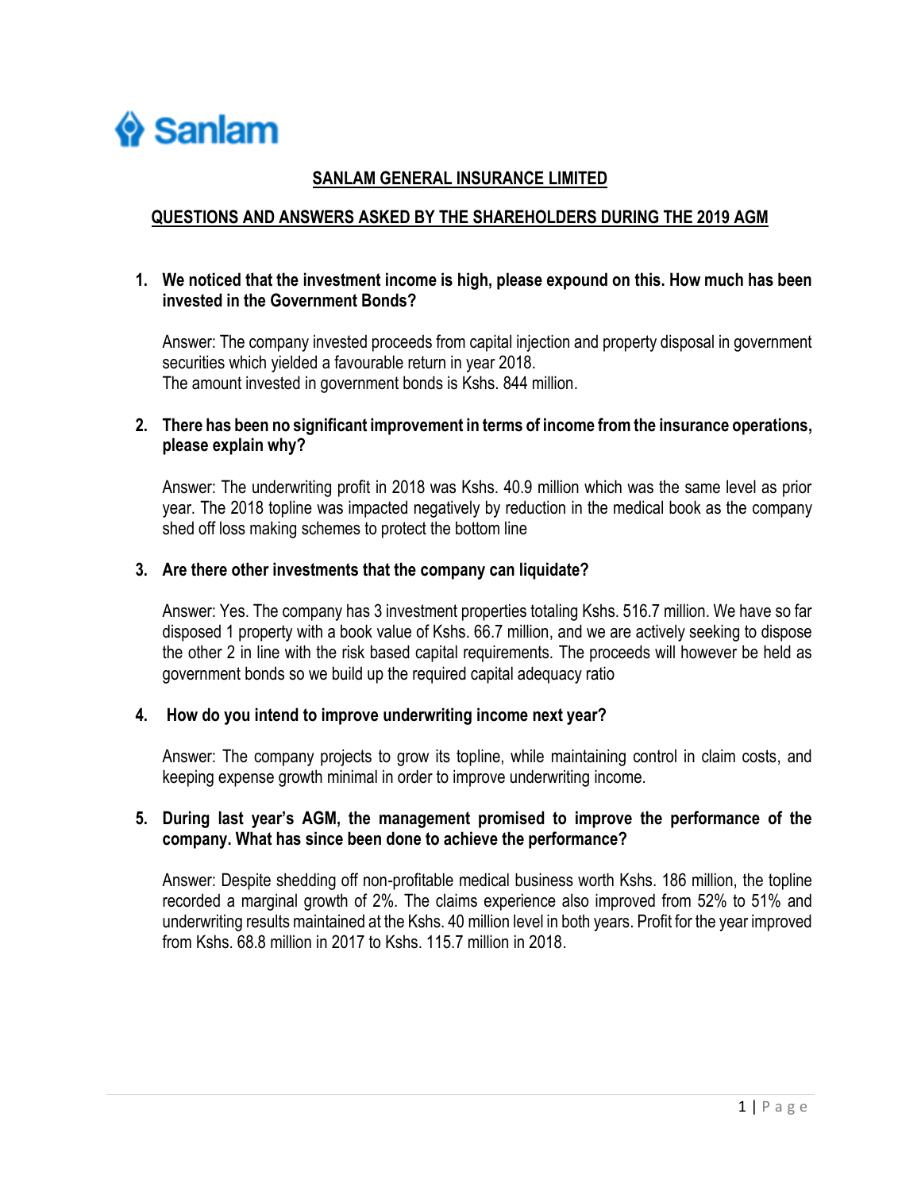Sanlam

# SANLAM GENERAL INSURANCE LIMITED

## QUESTIONS AND ANSWERS ASKED BY THE SHAREHOLDERS DURING THE 2019 AGM

1. **We noticed that the investment income is high, please expound on this. How much has been invested in the Government Bonds?**

   Answer: The company invested proceeds from capital injection and property disposal in government securities which yielded a favourable return in year 2018.
   The amount invested in government bonds is Kshs. 844 million.

2. **There has been no significant improvement in terms of income from the insurance operations, please explain why?**

   Answer: The underwriting profit in 2018 was Kshs. 40.9 million which was the same level as prior year. The 2018 topline was impacted negatively by reduction in the medical book as the company shed off loss making schemes to protect the bottom line

3. **Are there other investments that the company can liquidate?**

   Answer: Yes. The company has 3 investment properties totaling Kshs. 516.7 million. We have so far disposed 1 property with a book value of Kshs. 66.7 million, and we are actively seeking to dispose the other 2 in line with the risk based capital requirements. The proceeds will however be held as government bonds so we build up the required capital adequacy ratio

4. **How do you intend to improve underwriting income next year?**

   Answer: The company projects to grow its topline, while maintaining control in claim costs, and keeping expense growth minimal in order to improve underwriting income.

5. **During last year's AGM, the management promised to improve the performance of the company. What has since been done to achieve the performance?**

   Answer: Despite shedding off non-profitable medical business worth Kshs. 186 million, the topline recorded a marginal growth of 2%. The claims experience also improved from 52% to 51% and underwriting results maintained at the Kshs. 40 million level in both years. Profit for the year improved from Kshs. 68.8 million in 2017 to Kshs. 115.7 million in 2018.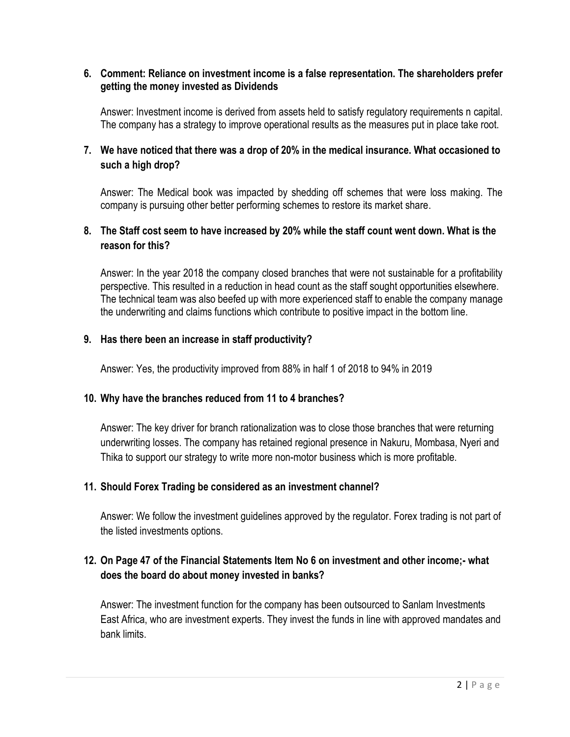**6. Comment: Reliance on investment income is a false representation. The shareholders prefer getting the money invested as Dividends**

Answer: Investment income is derived from assets held to satisfy regulatory requirements n capital. The company has a strategy to improve operational results as the measures put in place take root.

**7. We have noticed that there was a drop of 20% in the medical insurance. What occasioned to such a high drop?**

Answer: The Medical book was impacted by shedding off schemes that were loss making. The company is pursuing other better performing schemes to restore its market share.

**8. The Staff cost seem to have increased by 20% while the staff count went down. What is the reason for this?**

Answer: In the year 2018 the company closed branches that were not sustainable for a profitability perspective. This resulted in a reduction in head count as the staff sought opportunities elsewhere. The technical team was also beefed up with more experienced staff to enable the company manage the underwriting and claims functions which contribute to positive impact in the bottom line.

**9. Has there been an increase in staff productivity?**

Answer: Yes, the productivity improved from 88% in half 1 of 2018 to 94% in 2019

**10. Why have the branches reduced from 11 to 4 branches?**

Answer: The key driver for branch rationalization was to close those branches that were returning underwriting losses. The company has retained regional presence in Nakuru, Mombasa, Nyeri and Thika to support our strategy to write more non-motor business which is more profitable.

**11. Should Forex Trading be considered as an investment channel?**

Answer: We follow the investment guidelines approved by the regulator. Forex trading is not part of the listed investments options.

**12. On Page 47 of the Financial Statements Item No 6 on investment and other income;- what does the board do about money invested in banks?**

Answer: The investment function for the company has been outsourced to Sanlam Investments East Africa, who are investment experts. They invest the funds in line with approved mandates and bank limits.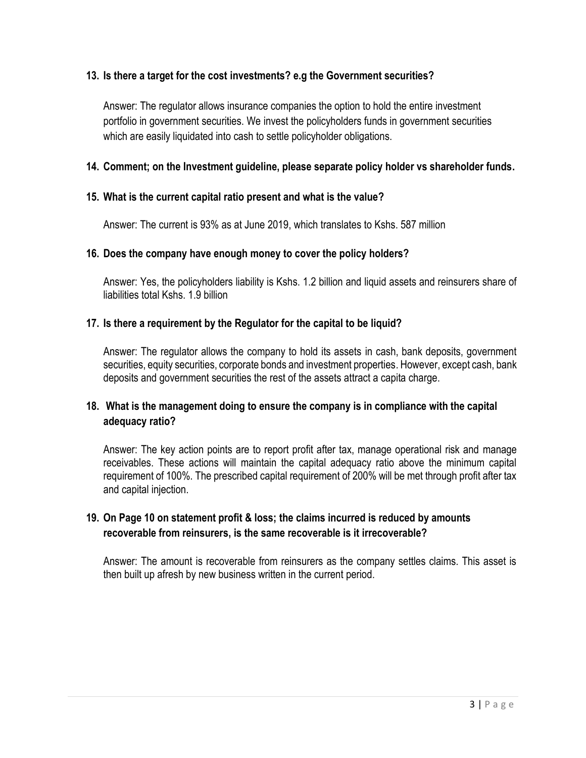**13. Is there a target for the cost investments? e.g the Government securities?**

Answer: The regulator allows insurance companies the option to hold the entire investment portfolio in government securities. We invest the policyholders funds in government securities which are easily liquidated into cash to settle policyholder obligations.

**14. Comment; on the Investment guideline, please separate policy holder vs shareholder funds.**

**15. What is the current capital ratio present and what is the value?**

Answer: The current is 93% as at June 2019, which translates to Kshs. 587 million

**16. Does the company have enough money to cover the policy holders?**

Answer: Yes, the policyholders liability is Kshs. 1.2 billion and liquid assets and reinsurers share of liabilities total Kshs. 1.9 billion

**17. Is there a requirement by the Regulator for the capital to be liquid?**

Answer: The regulator allows the company to hold its assets in cash, bank deposits, government securities, equity securities, corporate bonds and investment properties. However, except cash, bank deposits and government securities the rest of the assets attract a capita charge.

**18. What is the management doing to ensure the company is in compliance with the capital adequacy ratio?**

Answer: The key action points are to report profit after tax, manage operational risk and manage receivables. These actions will maintain the capital adequacy ratio above the minimum capital requirement of 100%. The prescribed capital requirement of 200% will be met through profit after tax and capital injection.

**19. On Page 10 on statement profit & loss; the claims incurred is reduced by amounts recoverable from reinsurers, is the same recoverable is it irrecoverable?**

Answer: The amount is recoverable from reinsurers as the company settles claims. This asset is then built up afresh by new business written in the current period.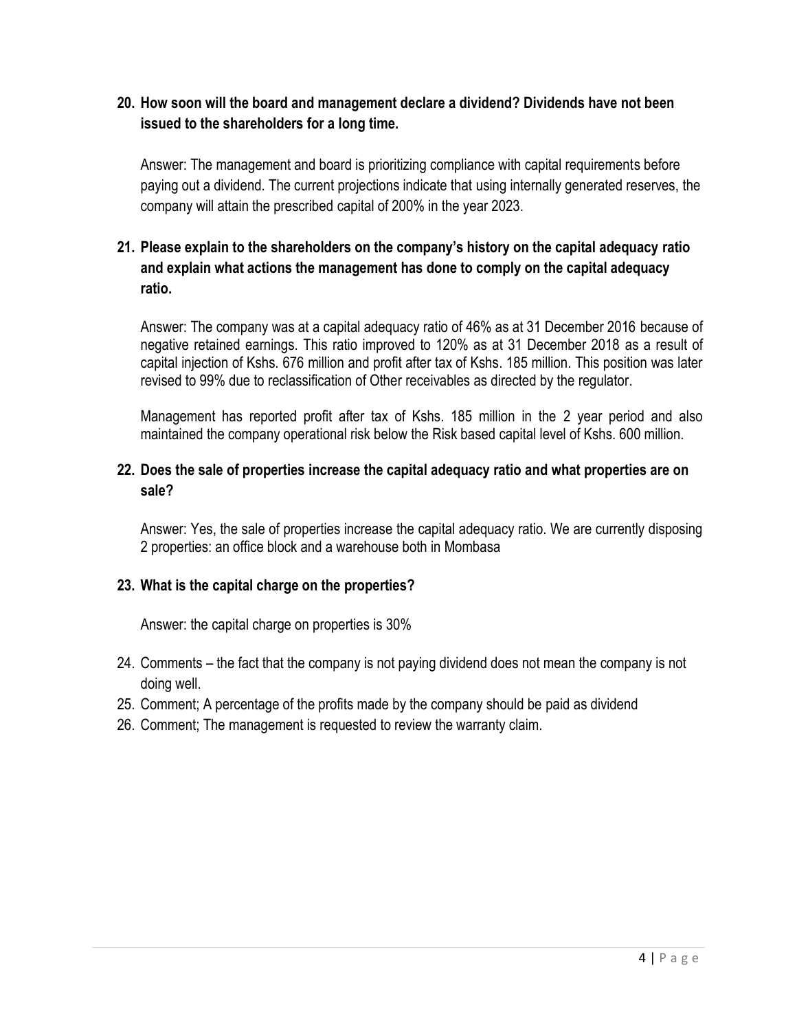20. **How soon will the board and management declare a dividend? Dividends have not been issued to the shareholders for a long time.**

    Answer: The management and board is prioritizing compliance with capital requirements before paying out a dividend. The current projections indicate that using internally generated reserves, the company will attain the prescribed capital of 200% in the year 2023.

21. **Please explain to the shareholders on the company's history on the capital adequacy ratio and explain what actions the management has done to comply on the capital adequacy ratio.**

    Answer: The company was at a capital adequacy ratio of 46% as at 31 December 2016 because of negative retained earnings. This ratio improved to 120% as at 31 December 2018 as a result of capital injection of Kshs. 676 million and profit after tax of Kshs. 185 million. This position was later revised to 99% due to reclassification of Other receivables as directed by the regulator.

    Management has reported profit after tax of Kshs. 185 million in the 2 year period and also maintained the company operational risk below the Risk based capital level of Kshs. 600 million.

22. **Does the sale of properties increase the capital adequacy ratio and what properties are on sale?**

    Answer: Yes, the sale of properties increase the capital adequacy ratio. We are currently disposing 2 properties: an office block and a warehouse both in Mombasa

23. **What is the capital charge on the properties?**

    Answer: the capital charge on properties is 30%

24. Comments – the fact that the company is not paying dividend does not mean the company is not doing well.
25. Comment; A percentage of the profits made by the company should be paid as dividend
26. Comment; The management is requested to review the warranty claim.